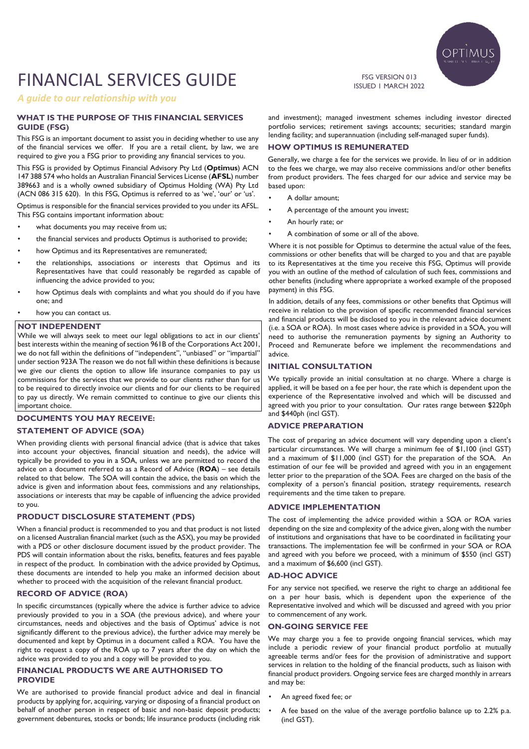# FINANCIAL SERVICES GUIDE

*A guide to our relationship with you*

FSG VERSION 013
ISSUED 1 MARCH 2022

## WHAT IS THE PURPOSE OF THIS FINANCIAL SERVICES GUIDE (FSG)

This FSG is an important document to assist you in deciding whether to use any of the financial services we offer. If you are a retail client, by law, we are required to give you a FSG prior to providing any financial services to you.

This FSG is provided by Optimus Financial Advisory Pty Ltd (**Optimus**) ACN 147 388 574 who holds an Australian Financial Services License (**AFSL**) number 389663 and is a wholly owned subsidiary of Optimus Holding (WA) Pty Ltd (ACN 086 315 620). In this FSG, Optimus is referred to as 'we', 'our' or 'us'.

Optimus is responsible for the financial services provided to you under its AFSL. This FSG contains important information about:

- what documents you may receive from us;
- the financial services and products Optimus is authorised to provide;
- how Optimus and its Representatives are remunerated;
- the relationships, associations or interests that Optimus and its Representatives have that could reasonably be regarded as capable of influencing the advice provided to you;
- how Optimus deals with complaints and what you should do if you have one; and
- how you can contact us.

## NOT INDEPENDENT

While we will always seek to meet our legal obligations to act in our clients' best interests within the meaning of section 961B of the Corporations Act 2001, we do not fall within the definitions of "independent", "unbiased" or "impartial" under section 923A The reason we do not fall within these definitions is because we give our clients the option to allow life insurance companies to pay us commissions for the services that we provide to our clients rather than for us to be required to directly invoice our clients and for our clients to be required to pay us directly. We remain committed to continue to give our clients this important choice.

## DOCUMENTS YOU MAY RECEIVE:

### STATEMENT OF ADVICE (SOA)

When providing clients with personal financial advice (that is advice that takes into account your objectives, financial situation and needs), the advice will typically be provided to you in a SOA, unless we are permitted to record the advice on a document referred to as a Record of Advice (**ROA**) – see details related to that below. The SOA will contain the advice, the basis on which the advice is given and information about fees, commissions and any relationships, associations or interests that may be capable of influencing the advice provided to you.

### PRODUCT DISCLOSURE STATEMENT (PDS)

When a financial product is recommended to you and that product is not listed on a licensed Australian financial market (such as the ASX), you may be provided with a PDS or other disclosure document issued by the product provider. The PDS will contain information about the risks, benefits, features and fees payable in respect of the product. In combination with the advice provided by Optimus, these documents are intended to help you make an informed decision about whether to proceed with the acquisition of the relevant financial product.

### RECORD OF ADVICE (ROA)

In specific circumstances (typically where the advice is further advice to advice previously provided to you in a SOA (the previous advice), and where your circumstances, needs and objectives and the basis of Optimus' advice is not significantly different to the previous advice), the further advice may merely be documented and kept by Optimus in a document called a ROA. You have the right to request a copy of the ROA up to 7 years after the day on which the advice was provided to you and a copy will be provided to you.

## FINANCIAL PRODUCTS WE ARE AUTHORISED TO PROVIDE

We are authorised to provide financial product advice and deal in financial products by applying for, acquiring, varying or disposing of a financial product on behalf of another person in respect of basic and non-basic deposit products; government debentures, stocks or bonds; life insurance products (including risk and investment); managed investment schemes including investor directed portfolio services; retirement savings accounts; securities; standard margin lending facility; and superannuation (including self-managed super funds).

## HOW OPTIMUS IS REMUNERATED

Generally, we charge a fee for the services we provide. In lieu of or in addition to the fees we charge, we may also receive commissions and/or other benefits from product providers. The fees charged for our advice and service may be based upon:

- A dollar amount;
- A percentage of the amount you invest;
- An hourly rate; or
- A combination of some or all of the above.

Where it is not possible for Optimus to determine the actual value of the fees, commissions or other benefits that will be charged to you and that are payable to its Representatives at the time you receive this FSG, Optimus will provide you with an outline of the method of calculation of such fees, commissions and other benefits (including where appropriate a worked example of the proposed payment) in this FSG.

In addition, details of any fees, commissions or other benefits that Optimus will receive in relation to the provision of specific recommended financial services and financial products will be disclosed to you in the relevant advice document (i.e. a SOA or ROA). In most cases where advice is provided in a SOA, you will need to authorise the remuneration payments by signing an Authority to Proceed and Remunerate before we implement the recommendations and advice.

### INITIAL CONSULTATION

We typically provide an initial consultation at no charge. Where a charge is applied, it will be based on a fee per hour, the rate which is dependent upon the experience of the Representative involved and which will be discussed and agreed with you prior to your consultation. Our rates range between $220ph and $440ph (incl GST).

### ADVICE PREPARATION

The cost of preparing an advice document will vary depending upon a client's particular circumstances. We will charge a minimum fee of $1,100 (incl GST) and a maximum of $11,000 (incl GST) for the preparation of the SOA. An estimation of our fee will be provided and agreed with you in an engagement letter prior to the preparation of the SOA. Fees are charged on the basis of the complexity of a person's financial position, strategy requirements, research requirements and the time taken to prepare.

### ADVICE IMPLEMENTATION

The cost of implementing the advice provided within a SOA or ROA varies depending on the size and complexity of the advice given, along with the number of institutions and organisations that have to be coordinated in facilitating your transactions. The implementation fee will be confirmed in your SOA or ROA and agreed with you before we proceed, with a minimum of $550 (incl GST) and a maximum of $6,600 (incl GST).

### AD-HOC ADVICE

For any service not specified, we reserve the right to charge an additional fee on a per hour basis, which is dependent upon the experience of the Representative involved and which will be discussed and agreed with you prior to commencement of any work.

### ON-GOING SERVICE FEE

We may charge you a fee to provide ongoing financial services, which may include a periodic review of your financial product portfolio at mutually agreeable terms and/or fees for the provision of administrative and support services in relation to the holding of the financial products, such as liaison with financial product providers. Ongoing service fees are charged monthly in arrears and may be:

- An agreed fixed fee; or
- A fee based on the value of the average portfolio balance up to 2.2% p.a. (incl GST).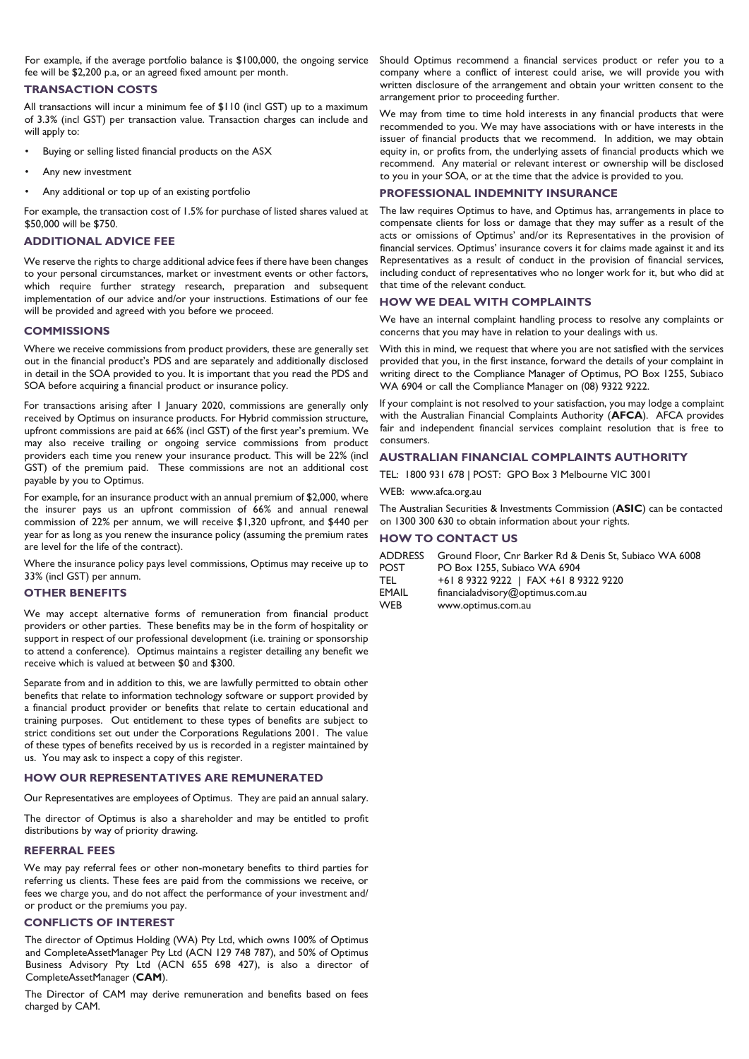For example, if the average portfolio balance is $100,000, the ongoing service fee will be $2,200 p.a, or an agreed fixed amount per month.

## TRANSACTION COSTS

All transactions will incur a minimum fee of $110 (incl GST) up to a maximum of 3.3% (incl GST) per transaction value. Transaction charges can include and will apply to:

- Buying or selling listed financial products on the ASX
- Any new investment
- Any additional or top up of an existing portfolio

For example, the transaction cost of 1.5% for purchase of listed shares valued at $50,000 will be $750.

## ADDITIONAL ADVICE FEE

We reserve the rights to charge additional advice fees if there have been changes to your personal circumstances, market or investment events or other factors, which require further strategy research, preparation and subsequent implementation of our advice and/or your instructions. Estimations of our fee will be provided and agreed with you before we proceed.

## COMMISSIONS

Where we receive commissions from product providers, these are generally set out in the financial product's PDS and are separately and additionally disclosed in detail in the SOA provided to you. It is important that you read the PDS and SOA before acquiring a financial product or insurance policy.

For transactions arising after 1 January 2020, commissions are generally only received by Optimus on insurance products. For Hybrid commission structure, upfront commissions are paid at 66% (incl GST) of the first year's premium. We may also receive trailing or ongoing service commissions from product providers each time you renew your insurance product. This will be 22% (incl GST) of the premium paid. These commissions are not an additional cost payable by you to Optimus.

For example, for an insurance product with an annual premium of $2,000, where the insurer pays us an upfront commission of 66% and annual renewal commission of 22% per annum, we will receive $1,320 upfront, and $440 per year for as long as you renew the insurance policy (assuming the premium rates are level for the life of the contract).

Where the insurance policy pays level commissions, Optimus may receive up to 33% (incl GST) per annum.

## OTHER BENEFITS

We may accept alternative forms of remuneration from financial product providers or other parties. These benefits may be in the form of hospitality or support in respect of our professional development (i.e. training or sponsorship to attend a conference). Optimus maintains a register detailing any benefit we receive which is valued at between $0 and $300.

Separate from and in addition to this, we are lawfully permitted to obtain other benefits that relate to information technology software or support provided by a financial product provider or benefits that relate to certain educational and training purposes. Out entitlement to these types of benefits are subject to strict conditions set out under the Corporations Regulations 2001. The value of these types of benefits received by us is recorded in a register maintained by us. You may ask to inspect a copy of this register.

## HOW OUR REPRESENTATIVES ARE REMUNERATED

Our Representatives are employees of Optimus. They are paid an annual salary.

The director of Optimus is also a shareholder and may be entitled to profit distributions by way of priority drawing.

## REFERRAL FEES

We may pay referral fees or other non-monetary benefits to third parties for referring us clients. These fees are paid from the commissions we receive, or fees we charge you, and do not affect the performance of your investment and/or product or the premiums you pay.

## CONFLICTS OF INTEREST

The director of Optimus Holding (WA) Pty Ltd, which owns 100% of Optimus and CompleteAssetManager Pty Ltd (ACN 129 748 787), and 50% of Optimus Business Advisory Pty Ltd (ACN 655 698 427), is also a director of CompleteAssetManager (**CAM**).

The Director of CAM may derive remuneration and benefits based on fees charged by CAM.

Should Optimus recommend a financial services product or refer you to a company where a conflict of interest could arise, we will provide you with written disclosure of the arrangement and obtain your written consent to the arrangement prior to proceeding further.

We may from time to time hold interests in any financial products that were recommended to you. We may have associations with or have interests in the issuer of financial products that we recommend. In addition, we may obtain equity in, or profits from, the underlying assets of financial products which we recommend. Any material or relevant interest or ownership will be disclosed to you in your SOA, or at the time that the advice is provided to you.

## PROFESSIONAL INDEMNITY INSURANCE

The law requires Optimus to have, and Optimus has, arrangements in place to compensate clients for loss or damage that they may suffer as a result of the acts or omissions of Optimus' and/or its Representatives in the provision of financial services. Optimus' insurance covers it for claims made against it and its Representatives as a result of conduct in the provision of financial services, including conduct of representatives who no longer work for it, but who did at that time of the relevant conduct.

## HOW WE DEAL WITH COMPLAINTS

We have an internal complaint handling process to resolve any complaints or concerns that you may have in relation to your dealings with us.

With this in mind, we request that where you are not satisfied with the services provided that you, in the first instance, forward the details of your complaint in writing direct to the Compliance Manager of Optimus, PO Box 1255, Subiaco WA 6904 or call the Compliance Manager on (08) 9322 9222.

If your complaint is not resolved to your satisfaction, you may lodge a complaint with the Australian Financial Complaints Authority (**AFCA**). AFCA provides fair and independent financial services complaint resolution that is free to consumers.

## AUSTRALIAN FINANCIAL COMPLAINTS AUTHORITY

TEL: 1800 931 678 | POST: GPO Box 3 Melbourne VIC 3001

WEB: www.afca.org.au

The Australian Securities & Investments Commission (**ASIC**) can be contacted on 1300 300 630 to obtain information about your rights.

## HOW TO CONTACT US

| | |
|---|---|
| ADDRESS | Ground Floor, Cnr Barker Rd & Denis St, Subiaco WA 6008 |
| POST | PO Box 1255, Subiaco WA 6904 |
| TEL | +61 8 9322 9222 \| FAX +61 8 9322 9220 |
| EMAIL | financialadvisory@optimus.com.au |
| WEB | www.optimus.com.au |